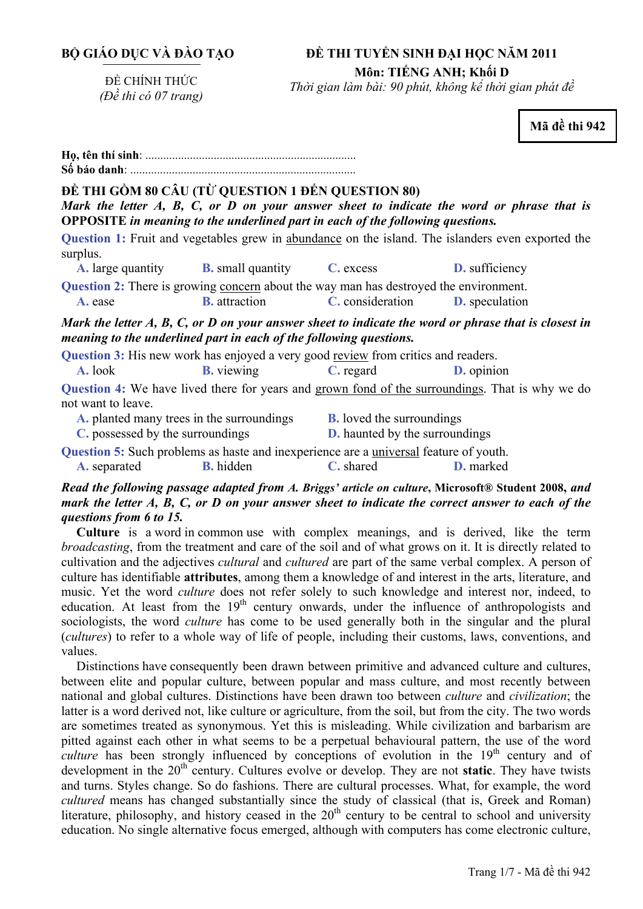**BỘ GIÁO DỤC VÀ ĐÀO TẠO**

ĐỀ CHÍNH THỨC
*(Đề thi có 07 trang)*

**ĐỀ THI TUYỂN SINH ĐẠI HỌC NĂM 2011**
**Môn: TIẾNG ANH; Khối D**
*Thời gian làm bài: 90 phút, không kể thời gian phát đề*

**Mã đề thi 942**

**Họ, tên thí sinh**: ..........................................................................
**Số báo danh**: ..............................................................................

**ĐỀ THI GỒM 80 CÂU (TỪ QUESTION 1 ĐẾN QUESTION 80)**

***Mark the letter A, B, C, or D on your answer sheet to indicate the word or phrase that is* OPPOSITE *in meaning to the underlined part in each of the following questions.***

**Question 1:** Fruit and vegetables grew in <u>abundance</u> on the island. The islanders even exported the surplus.
- **A.** large quantity
- **B.** small quantity
- **C.** excess
- **D.** sufficiency

**Question 2:** There is growing <u>concern</u> about the way man has destroyed the environment.
- **A.** ease
- **B.** attraction
- **C.** consideration
- **D.** speculation

***Mark the letter A, B, C, or D on your answer sheet to indicate the word or phrase that is closest in meaning to the underlined part in each of the following questions.***

**Question 3:** His new work has enjoyed a very good <u>review</u> from critics and readers.
- **A.** look
- **B.** viewing
- **C.** regard
- **D.** opinion

**Question 4:** We have lived there for years and <u>grown fond of the surroundings</u>. That is why we do not want to leave.
- **A.** planted many trees in the surroundings
- **B.** loved the surroundings
- **C.** possessed by the surroundings
- **D.** haunted by the surroundings

**Question 5:** Such problems as haste and inexperience are a <u>universal</u> feature of youth.
- **A.** separated
- **B.** hidden
- **C.** shared
- **D.** marked

***Read the following passage adapted from A. Briggs' article on culture*, Microsoft® Student 2008, *and mark the letter A, B, C, or D on your answer sheet to indicate the correct answer to each of the questions from 6 to 15.***

**Culture** is a word in common use with complex meanings, and is derived, like the term *broadcasting*, from the treatment and care of the soil and of what grows on it. It is directly related to cultivation and the adjectives *cultural* and *cultured* are part of the same verbal complex. A person of culture has identifiable **attributes**, among them a knowledge of and interest in the arts, literature, and music. Yet the word *culture* does not refer solely to such knowledge and interest nor, indeed, to education. At least from the 19th century onwards, under the influence of anthropologists and sociologists, the word *culture* has come to be used generally both in the singular and the plural (*cultures*) to refer to a whole way of life of people, including their customs, laws, conventions, and values.

Distinctions have consequently been drawn between primitive and advanced culture and cultures, between elite and popular culture, between popular and mass culture, and most recently between national and global cultures. Distinctions have been drawn too between *culture* and *civilization*; the latter is a word derived not, like culture or agriculture, from the soil, but from the city. The two words are sometimes treated as synonymous. Yet this is misleading. While civilization and barbarism are pitted against each other in what seems to be a perpetual behavioural pattern, the use of the word *culture* has been strongly influenced by conceptions of evolution in the 19th century and of development in the 20th century. Cultures evolve or develop. They are not **static**. They have twists and turns. Styles change. So do fashions. There are cultural processes. What, for example, the word *cultured* means has changed substantially since the study of classical (that is, Greek and Roman) literature, philosophy, and history ceased in the 20th century to be central to school and university education. No single alternative focus emerged, although with computers has come electronic culture,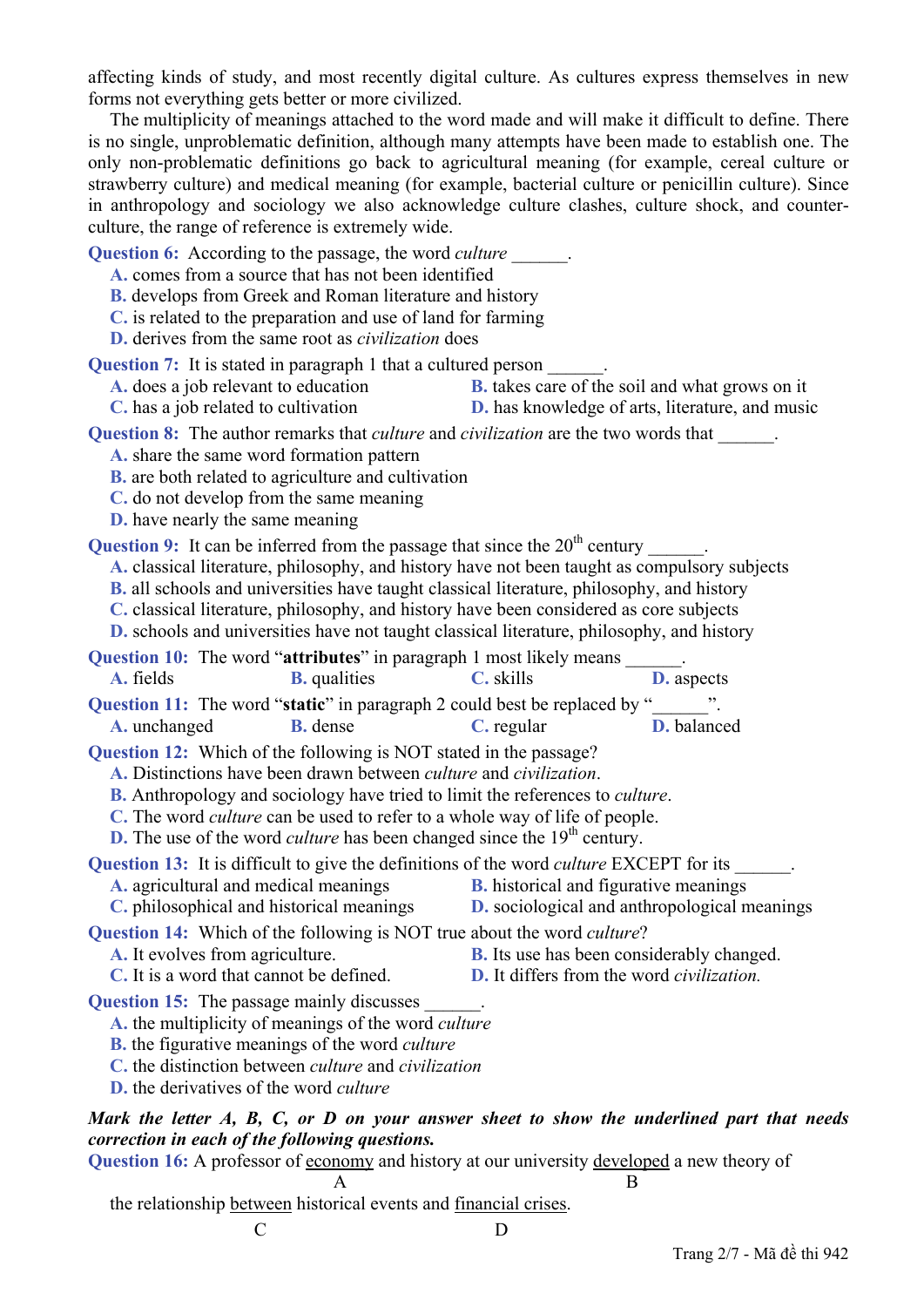affecting kinds of study, and most recently digital culture. As cultures express themselves in new forms not everything gets better or more civilized.

The multiplicity of meanings attached to the word made and will make it difficult to define. There is no single, unproblematic definition, although many attempts have been made to establish one. The only non-problematic definitions go back to agricultural meaning (for example, cereal culture or strawberry culture) and medical meaning (for example, bacterial culture or penicillin culture). Since in anthropology and sociology we also acknowledge culture clashes, culture shock, and counter-culture, the range of reference is extremely wide.

**Question 6:** According to the passage, the word *culture* ______.

A. comes from a source that has not been identified
B. develops from Greek and Roman literature and history
C. is related to the preparation and use of land for farming
D. derives from the same root as *civilization* does

**Question 7:** It is stated in paragraph 1 that a cultured person ______.

A. does a job relevant to education
B. takes care of the soil and what grows on it
C. has a job related to cultivation
D. has knowledge of arts, literature, and music

**Question 8:** The author remarks that *culture* and *civilization* are the two words that ______.

A. share the same word formation pattern
B. are both related to agriculture and cultivation
C. do not develop from the same meaning
D. have nearly the same meaning

**Question 9:** It can be inferred from the passage that since the 20th century ______.

A. classical literature, philosophy, and history have not been taught as compulsory subjects
B. all schools and universities have taught classical literature, philosophy, and history
C. classical literature, philosophy, and history have been considered as core subjects
D. schools and universities have not taught classical literature, philosophy, and history

**Question 10:** The word "**attributes**" in paragraph 1 most likely means ______.

A. fields
B. qualities
C. skills
D. aspects

**Question 11:** The word "**static**" in paragraph 2 could best be replaced by "______".

A. unchanged
B. dense
C. regular
D. balanced

**Question 12:** Which of the following is NOT stated in the passage?

A. Distinctions have been drawn between *culture* and *civilization*.
B. Anthropology and sociology have tried to limit the references to *culture*.
C. The word *culture* can be used to refer to a whole way of life of people.
D. The use of the word *culture* has been changed since the 19th century.

**Question 13:** It is difficult to give the definitions of the word *culture* EXCEPT for its ______.

A. agricultural and medical meanings
B. historical and figurative meanings
C. philosophical and historical meanings
D. sociological and anthropological meanings

**Question 14:** Which of the following is NOT true about the word *culture*?

A. It evolves from agriculture.
B. Its use has been considerably changed.
C. It is a word that cannot be defined.
D. It differs from the word *civilization.*

**Question 15:** The passage mainly discusses ______.

A. the multiplicity of meanings of the word *culture*
B. the figurative meanings of the word *culture*
C. the distinction between *culture* and *civilization*
D. the derivatives of the word *culture*

***Mark the letter A, B, C, or D on your answer sheet to show the underlined part that needs correction in each of the following questions.***

**Question 16:** A professor of <u>economy</u> (A) and history at our university <u>developed</u> (B) a new theory of the relationship <u>between</u> (C) historical events and <u>financial crises</u> (D).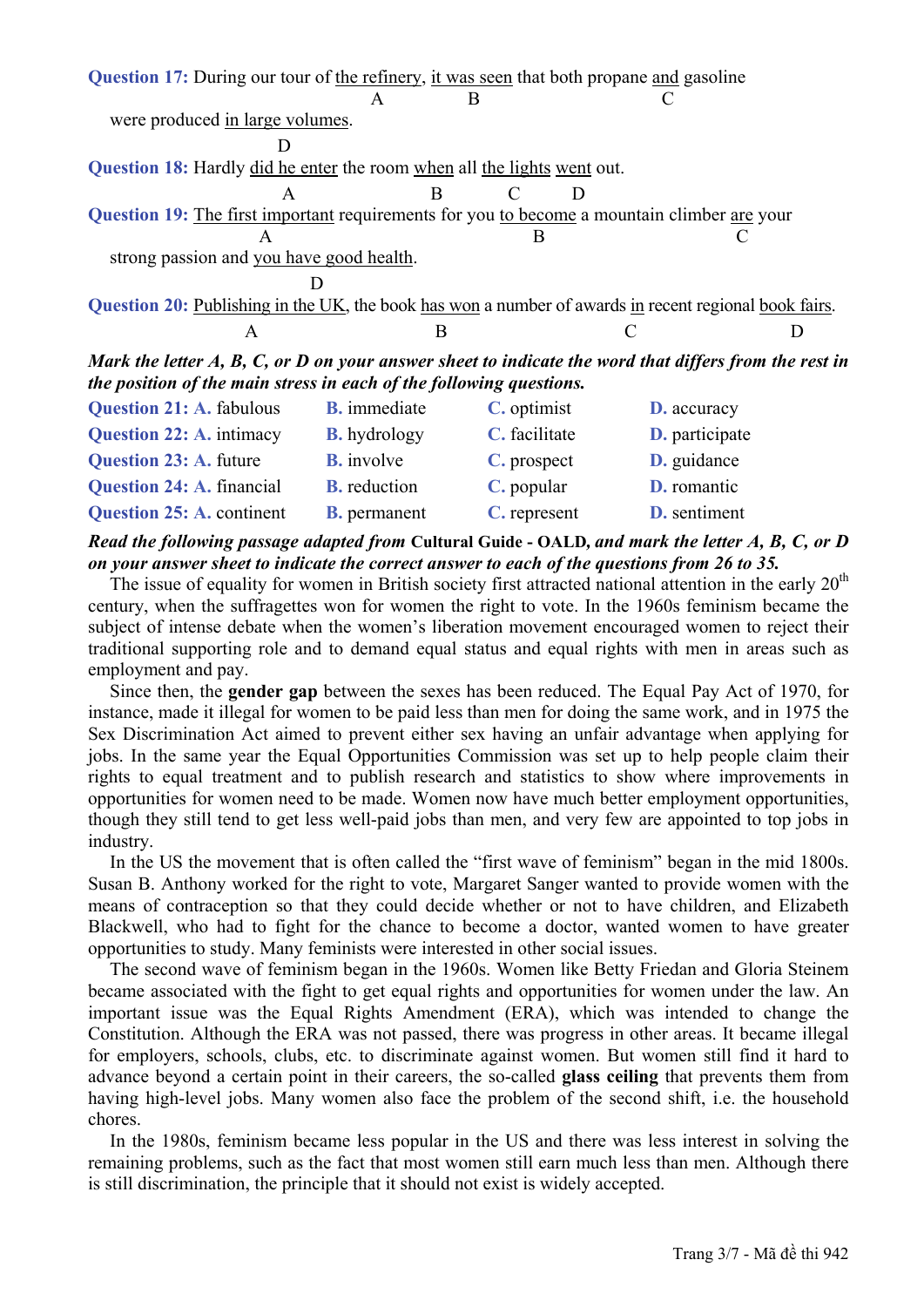**Question 17:** During our tour of the refinery, it was seen that both propane and gasoline were produced in large volumes.

A. the refinery  B. it was seen  C. and  D. in large volumes

**Question 18:** Hardly did he enter the room when all the lights went out.

A. did he enter  B. when  C. the lights  D. went

**Question 19:** The first important requirements for you to become a mountain climber are your strong passion and you have good health.

A. The first important  B. to become  C. are  D. you have good health

**Question 20:** Publishing in the UK, the book has won a number of awards in recent regional book fairs.

A. Publishing in the UK  B. has won  C. in  D. book fairs

***Mark the letter A, B, C, or D on your answer sheet to indicate the word that differs from the rest in the position of the main stress in each of the following questions.***

**Question 21:** A. fabulous  B. immediate  C. optimist  D. accuracy

**Question 22:** A. intimacy  B. hydrology  C. facilitate  D. participate

**Question 23:** A. future  B. involve  C. prospect  D. guidance

**Question 24:** A. financial  B. reduction  C. popular  D. romantic

**Question 25:** A. continent  B. permanent  C. represent  D. sentiment

***Read the following passage adapted from* Cultural Guide - OALD*, and mark the letter A, B, C, or D on your answer sheet to indicate the correct answer to each of the questions from 26 to 35.***

The issue of equality for women in British society first attracted national attention in the early 20th century, when the suffragettes won for women the right to vote. In the 1960s feminism became the subject of intense debate when the women's liberation movement encouraged women to reject their traditional supporting role and to demand equal status and equal rights with men in areas such as employment and pay.

Since then, the **gender gap** between the sexes has been reduced. The Equal Pay Act of 1970, for instance, made it illegal for women to be paid less than men for doing the same work, and in 1975 the Sex Discrimination Act aimed to prevent either sex having an unfair advantage when applying for jobs. In the same year the Equal Opportunities Commission was set up to help people claim their rights to equal treatment and to publish research and statistics to show where improvements in opportunities for women need to be made. Women now have much better employment opportunities, though they still tend to get less well-paid jobs than men, and very few are appointed to top jobs in industry.

In the US the movement that is often called the "first wave of feminism" began in the mid 1800s. Susan B. Anthony worked for the right to vote, Margaret Sanger wanted to provide women with the means of contraception so that they could decide whether or not to have children, and Elizabeth Blackwell, who had to fight for the chance to become a doctor, wanted women to have greater opportunities to study. Many feminists were interested in other social issues.

The second wave of feminism began in the 1960s. Women like Betty Friedan and Gloria Steinem became associated with the fight to get equal rights and opportunities for women under the law. An important issue was the Equal Rights Amendment (ERA), which was intended to change the Constitution. Although the ERA was not passed, there was progress in other areas. It became illegal for employers, schools, clubs, etc. to discriminate against women. But women still find it hard to advance beyond a certain point in their careers, the so-called **glass ceiling** that prevents them from having high-level jobs. Many women also face the problem of the second shift, i.e. the household chores.

In the 1980s, feminism became less popular in the US and there was less interest in solving the remaining problems, such as the fact that most women still earn much less than men. Although there is still discrimination, the principle that it should not exist is widely accepted.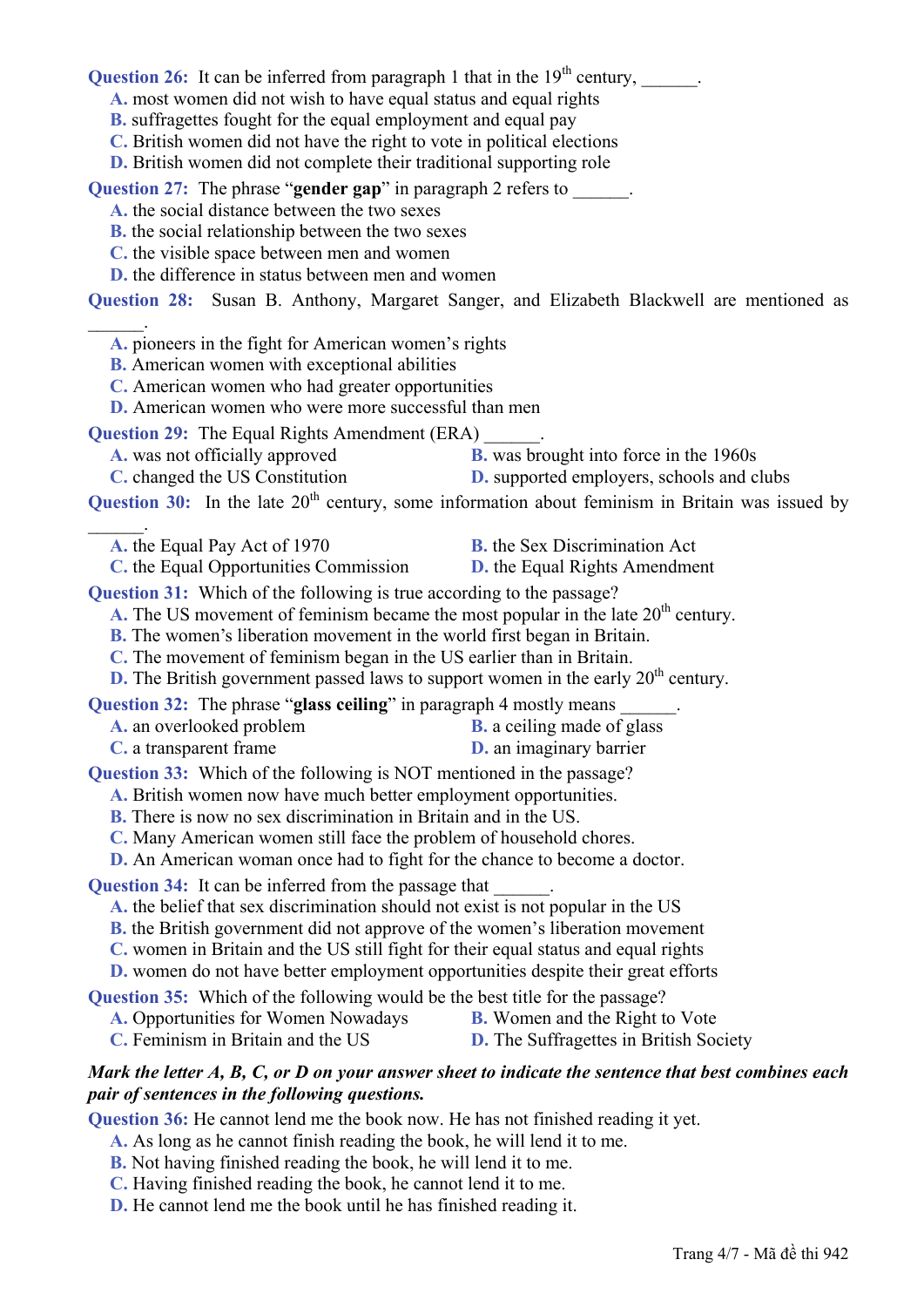**Question 26:** It can be inferred from paragraph 1 that in the 19th century, ______.

A. most women did not wish to have equal status and equal rights
B. suffragettes fought for the equal employment and equal pay
C. British women did not have the right to vote in political elections
D. British women did not complete their traditional supporting role

**Question 27:** The phrase "**gender gap**" in paragraph 2 refers to ______.

A. the social distance between the two sexes
B. the social relationship between the two sexes
C. the visible space between men and women
D. the difference in status between men and women

**Question 28:** Susan B. Anthony, Margaret Sanger, and Elizabeth Blackwell are mentioned as ______.

A. pioneers in the fight for American women's rights
B. American women with exceptional abilities
C. American women who had greater opportunities
D. American women who were more successful than men

**Question 29:** The Equal Rights Amendment (ERA) ______.

A. was not officially approved
B. was brought into force in the 1960s
C. changed the US Constitution
D. supported employers, schools and clubs

**Question 30:** In the late 20th century, some information about feminism in Britain was issued by ______.

A. the Equal Pay Act of 1970
B. the Sex Discrimination Act
C. the Equal Opportunities Commission
D. the Equal Rights Amendment

**Question 31:** Which of the following is true according to the passage?

A. The US movement of feminism became the most popular in the late 20th century.
B. The women's liberation movement in the world first began in Britain.
C. The movement of feminism began in the US earlier than in Britain.
D. The British government passed laws to support women in the early 20th century.

**Question 32:** The phrase "**glass ceiling**" in paragraph 4 mostly means ______.

A. an overlooked problem
B. a ceiling made of glass
C. a transparent frame
D. an imaginary barrier

**Question 33:** Which of the following is NOT mentioned in the passage?

A. British women now have much better employment opportunities.
B. There is now no sex discrimination in Britain and in the US.
C. Many American women still face the problem of household chores.
D. An American woman once had to fight for the chance to become a doctor.

**Question 34:** It can be inferred from the passage that ______.

A. the belief that sex discrimination should not exist is not popular in the US
B. the British government did not approve of the women's liberation movement
C. women in Britain and the US still fight for their equal status and equal rights
D. women do not have better employment opportunities despite their great efforts

**Question 35:** Which of the following would be the best title for the passage?

A. Opportunities for Women Nowadays
B. Women and the Right to Vote
C. Feminism in Britain and the US
D. The Suffragettes in British Society

***Mark the letter A, B, C, or D on your answer sheet to indicate the sentence that best combines each pair of sentences in the following questions.***

**Question 36:** He cannot lend me the book now. He has not finished reading it yet.

A. As long as he cannot finish reading the book, he will lend it to me.
B. Not having finished reading the book, he will lend it to me.
C. Having finished reading the book, he cannot lend it to me.
D. He cannot lend me the book until he has finished reading it.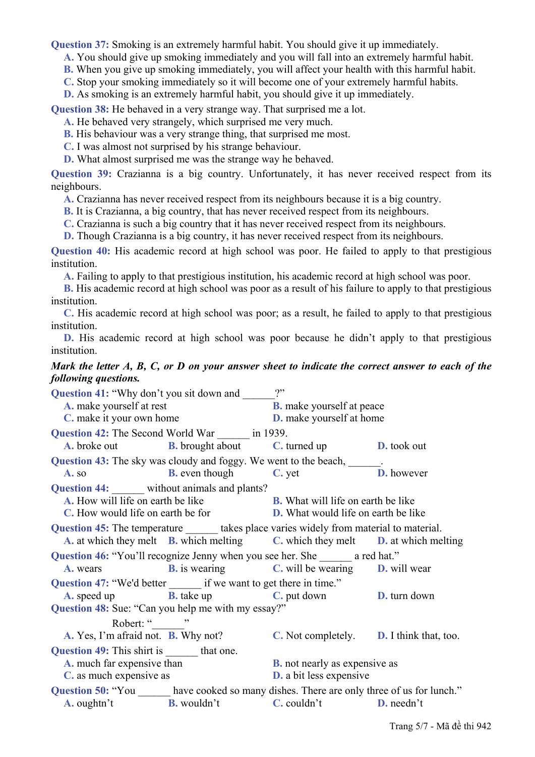**Question 37:** Smoking is an extremely harmful habit. You should give it up immediately.

A. You should give up smoking immediately and you will fall into an extremely harmful habit.
B. When you give up smoking immediately, you will affect your health with this harmful habit.
C. Stop your smoking immediately so it will become one of your extremely harmful habits.
D. As smoking is an extremely harmful habit, you should give it up immediately.

**Question 38:** He behaved in a very strange way. That surprised me a lot.

A. He behaved very strangely, which surprised me very much.
B. His behaviour was a very strange thing, that surprised me most.
C. I was almost not surprised by his strange behaviour.
D. What almost surprised me was the strange way he behaved.

**Question 39:** Crazianna is a big country. Unfortunately, it has never received respect from its neighbours.

A. Crazianna has never received respect from its neighbours because it is a big country.
B. It is Crazianna, a big country, that has never received respect from its neighbours.
C. Crazianna is such a big country that it has never received respect from its neighbours.
D. Though Crazianna is a big country, it has never received respect from its neighbours.

**Question 40:** His academic record at high school was poor. He failed to apply to that prestigious institution.

A. Failing to apply to that prestigious institution, his academic record at high school was poor.
B. His academic record at high school was poor as a result of his failure to apply to that prestigious institution.
C. His academic record at high school was poor; as a result, he failed to apply to that prestigious institution.
D. His academic record at high school was poor because he didn't apply to that prestigious institution.

***Mark the letter A, B, C, or D on your answer sheet to indicate the correct answer to each of the following questions.***

**Question 41:** "Why don't you sit down and ______?"

A. make yourself at rest
B. make yourself at peace
C. make it your own home
D. make yourself at home

**Question 42:** The Second World War ______ in 1939.

A. broke out
B. brought about
C. turned up
D. took out

**Question 43:** The sky was cloudy and foggy. We went to the beach, ______.

A. so
B. even though
C. yet
D. however

**Question 44:** ______ without animals and plants?

A. How will life on earth be like
B. What will life on earth be like
C. How would life on earth be for
D. What would life on earth be like

**Question 45:** The temperature ______ takes place varies widely from material to material.

A. at which they melt
B. which melting
C. which they melt
D. at which melting

**Question 46:** "You'll recognize Jenny when you see her. She ______ a red hat."

A. wears
B. is wearing
C. will be wearing
D. will wear

**Question 47:** "We'd better ______ if we want to get there in time."

A. speed up
B. take up
C. put down
D. turn down

**Question 48:** Sue: "Can you help me with my essay?"

Robert: "______"

A. Yes, I'm afraid not.
B. Why not?
C. Not completely.
D. I think that, too.

**Question 49:** This shirt is ______ that one.

A. much far expensive than
B. not nearly as expensive as
C. as much expensive as
D. a bit less expensive

**Question 50:** "You ______ have cooked so many dishes. There are only three of us for lunch."

A. oughtn't
B. wouldn't
C. couldn't
D. needn't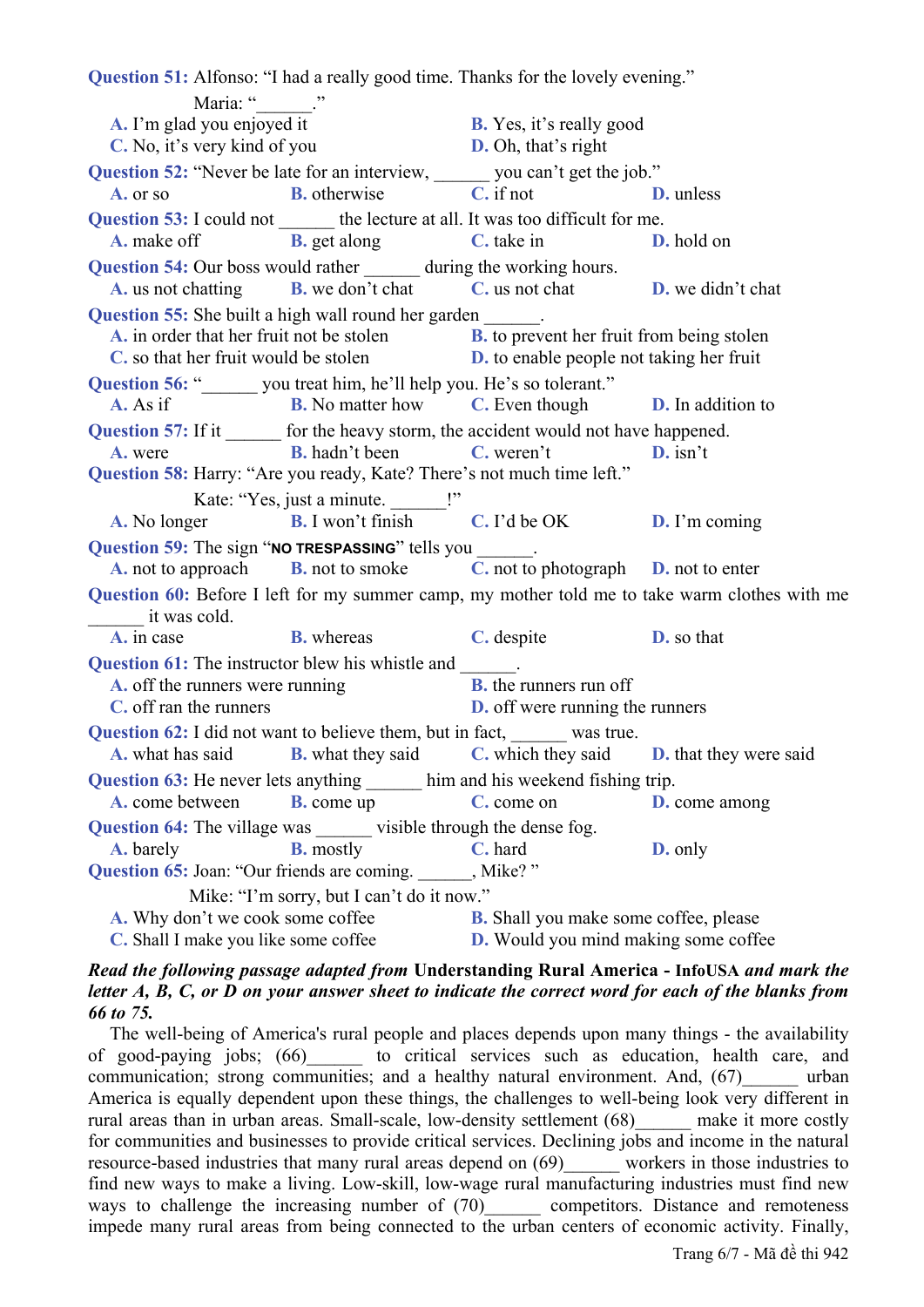**Question 51:** Alfonso: "I had a really good time. Thanks for the lovely evening."

Maria: "______."

A. I'm glad you enjoyed it
B. Yes, it's really good
C. No, it's very kind of you
D. Oh, that's right

**Question 52:** "Never be late for an interview, ______ you can't get the job."

A. or so
B. otherwise
C. if not
D. unless

**Question 53:** I could not ______ the lecture at all. It was too difficult for me.

A. make off
B. get along
C. take in
D. hold on

**Question 54:** Our boss would rather ______ during the working hours.

A. us not chatting
B. we don't chat
C. us not chat
D. we didn't chat

**Question 55:** She built a high wall round her garden ______.

A. in order that her fruit not be stolen
B. to prevent her fruit from being stolen
C. so that her fruit would be stolen
D. to enable people not taking her fruit

**Question 56:** "______ you treat him, he'll help you. He's so tolerant."

A. As if
B. No matter how
C. Even though
D. In addition to

**Question 57:** If it ______ for the heavy storm, the accident would not have happened.

A. were
B. hadn't been
C. weren't
D. isn't

**Question 58:** Harry: "Are you ready, Kate? There's not much time left."

Kate: "Yes, just a minute. ______!"

A. No longer
B. I won't finish
C. I'd be OK
D. I'm coming

**Question 59:** The sign "**NO TRESPASSING**" tells you ______.

A. not to approach
B. not to smoke
C. not to photograph
D. not to enter

**Question 60:** Before I left for my summer camp, my mother told me to take warm clothes with me ______ it was cold.

A. in case
B. whereas
C. despite
D. so that

**Question 61:** The instructor blew his whistle and ______.

A. off the runners were running
B. the runners run off
C. off ran the runners
D. off were running the runners

**Question 62:** I did not want to believe them, but in fact, ______ was true.

A. what has said
B. what they said
C. which they said
D. that they were said

**Question 63:** He never lets anything ______ him and his weekend fishing trip.

A. come between
B. come up
C. come on
D. come among

**Question 64:** The village was ______ visible through the dense fog.

A. barely
B. mostly
C. hard
D. only

**Question 65:** Joan: "Our friends are coming. ______, Mike? "

Mike: "I'm sorry, but I can't do it now."

A. Why don't we cook some coffee
B. Shall you make some coffee, please
C. Shall I make you like some coffee
D. Would you mind making some coffee

***Read the following passage adapted from* Understanding Rural America - InfoUSA *and mark the letter A, B, C, or D on your answer sheet to indicate the correct word for each of the blanks from 66 to 75.***

The well-being of America's rural people and places depends upon many things - the availability of good-paying jobs; (66)______ to critical services such as education, health care, and communication; strong communities; and a healthy natural environment. And, (67)______ urban America is equally dependent upon these things, the challenges to well-being look very different in rural areas than in urban areas. Small-scale, low-density settlement (68)______ make it more costly for communities and businesses to provide critical services. Declining jobs and income in the natural resource-based industries that many rural areas depend on (69)______ workers in those industries to find new ways to make a living. Low-skill, low-wage rural manufacturing industries must find new ways to challenge the increasing number of (70)______ competitors. Distance and remoteness impede many rural areas from being connected to the urban centers of economic activity. Finally,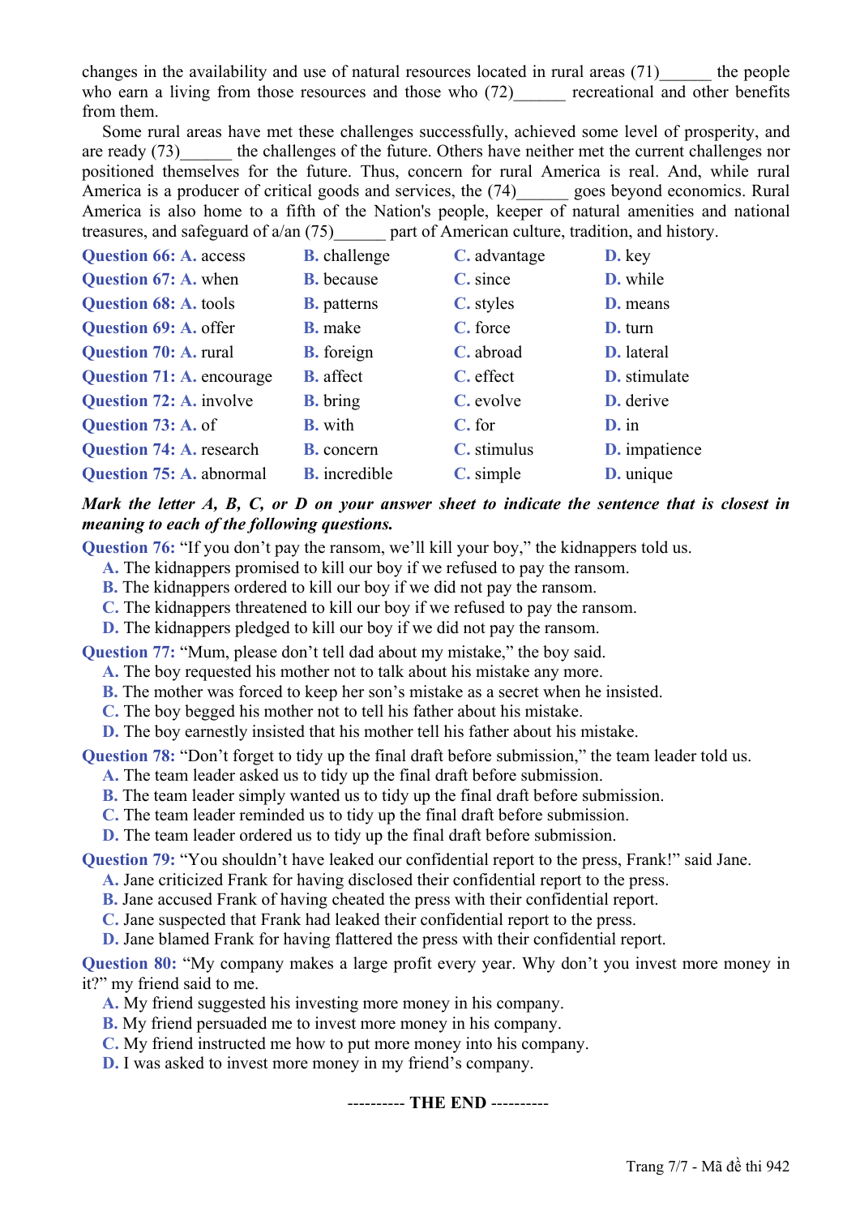changes in the availability and use of natural resources located in rural areas (71)______ the people who earn a living from those resources and those who (72)______ recreational and other benefits from them.

Some rural areas have met these challenges successfully, achieved some level of prosperity, and are ready (73)______ the challenges of the future. Others have neither met the current challenges nor positioned themselves for the future. Thus, concern for rural America is real. And, while rural America is a producer of critical goods and services, the (74)______ goes beyond economics. Rural America is also home to a fifth of the Nation's people, keeper of natural amenities and national treasures, and safeguard of a/an (75)______ part of American culture, tradition, and history.

**Question 66:** A. access B. challenge C. advantage D. key

**Question 67:** A. when B. because C. since D. while

**Question 68:** A. tools B. patterns C. styles D. means

**Question 69:** A. offer B. make C. force D. turn

**Question 70:** A. rural B. foreign C. abroad D. lateral

**Question 71:** A. encourage B. affect C. effect D. stimulate

**Question 72:** A. involve B. bring C. evolve D. derive

**Question 73:** A. of B. with C. for D. in

**Question 74:** A. research B. concern C. stimulus D. impatience

**Question 75:** A. abnormal B. incredible C. simple D. unique

***Mark the letter A, B, C, or D on your answer sheet to indicate the sentence that is closest in meaning to each of the following questions.***

**Question 76:** "If you don't pay the ransom, we'll kill your boy," the kidnappers told us.

A. The kidnappers promised to kill our boy if we refused to pay the ransom.
B. The kidnappers ordered to kill our boy if we did not pay the ransom.
C. The kidnappers threatened to kill our boy if we refused to pay the ransom.
D. The kidnappers pledged to kill our boy if we did not pay the ransom.

**Question 77:** "Mum, please don't tell dad about my mistake," the boy said.

A. The boy requested his mother not to talk about his mistake any more.
B. The mother was forced to keep her son's mistake as a secret when he insisted.
C. The boy begged his mother not to tell his father about his mistake.
D. The boy earnestly insisted that his mother tell his father about his mistake.

**Question 78:** "Don't forget to tidy up the final draft before submission," the team leader told us.

A. The team leader asked us to tidy up the final draft before submission.
B. The team leader simply wanted us to tidy up the final draft before submission.
C. The team leader reminded us to tidy up the final draft before submission.
D. The team leader ordered us to tidy up the final draft before submission.

**Question 79:** "You shouldn't have leaked our confidential report to the press, Frank!" said Jane.

A. Jane criticized Frank for having disclosed their confidential report to the press.
B. Jane accused Frank of having cheated the press with their confidential report.
C. Jane suspected that Frank had leaked their confidential report to the press.
D. Jane blamed Frank for having flattered the press with their confidential report.

**Question 80:** "My company makes a large profit every year. Why don't you invest more money in it?" my friend said to me.

A. My friend suggested his investing more money in his company.
B. My friend persuaded me to invest more money in his company.
C. My friend instructed me how to put more money into his company.
D. I was asked to invest more money in my friend's company.

---------- **THE END** ----------